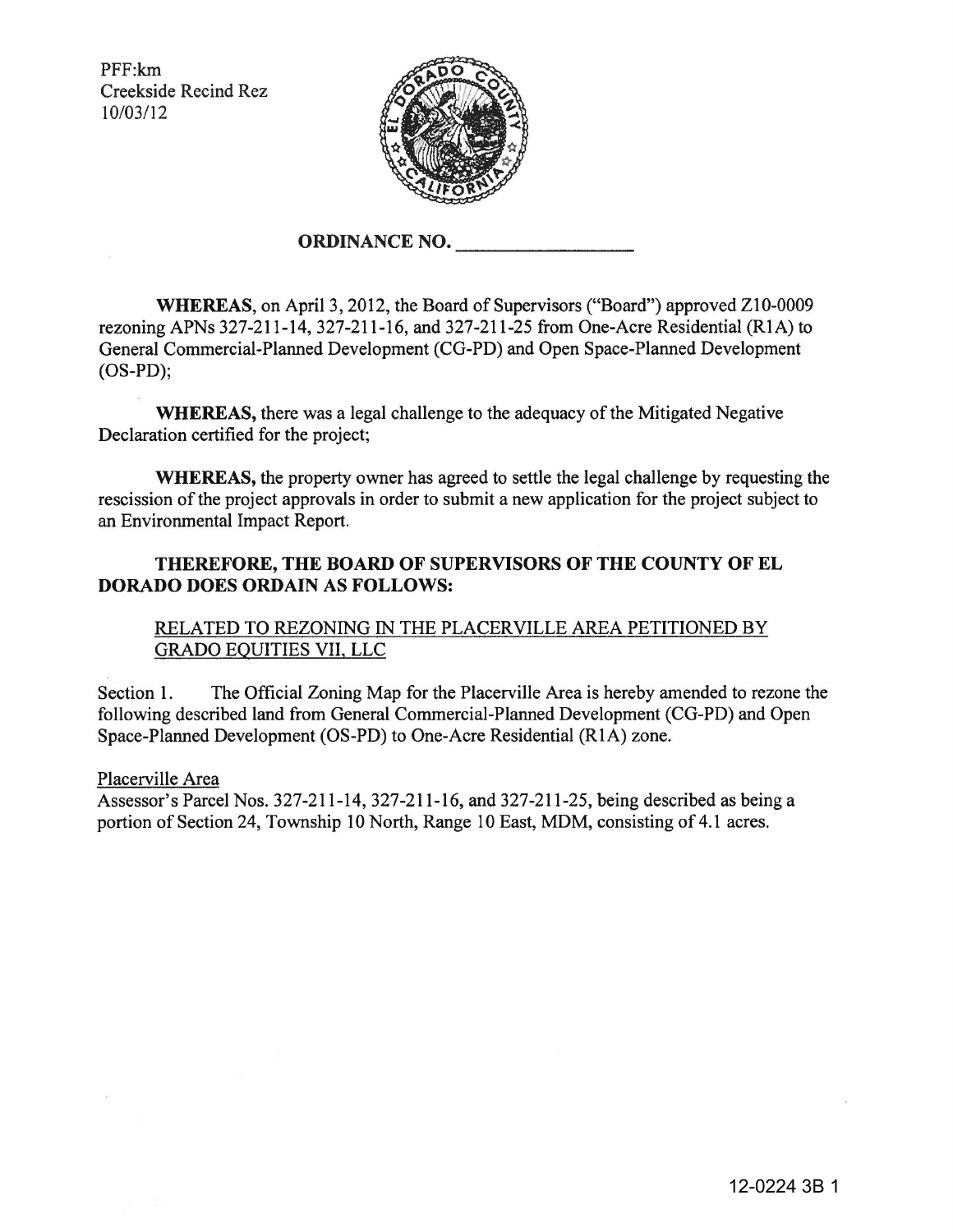PFF:km
Creekside Recind Rez
10/03/12

**ORDINANCE NO. ________________**

**WHEREAS**, on April 3, 2012, the Board of Supervisors ("Board") approved Z10-0009 rezoning APNs 327-211-14, 327-211-16, and 327-211-25 from One-Acre Residential (R1A) to General Commercial-Planned Development (CG-PD) and Open Space-Planned Development (OS-PD);

**WHEREAS,** there was a legal challenge to the adequacy of the Mitigated Negative Declaration certified for the project;

**WHEREAS,** the property owner has agreed to settle the legal challenge by requesting the rescission of the project approvals in order to submit a new application for the project subject to an Environmental Impact Report.

**THEREFORE, THE BOARD OF SUPERVISORS OF THE COUNTY OF EL DORADO DOES ORDAIN AS FOLLOWS:**

RELATED TO REZONING IN THE PLACERVILLE AREA PETITIONED BY GRADO EQUITIES VII, LLC

Section 1. The Official Zoning Map for the Placerville Area is hereby amended to rezone the following described land from General Commercial-Planned Development (CG-PD) and Open Space-Planned Development (OS-PD) to One-Acre Residential (R1A) zone.

Placerville Area
Assessor's Parcel Nos. 327-211-14, 327-211-16, and 327-211-25, being described as being a portion of Section 24, Township 10 North, Range 10 East, MDM, consisting of 4.1 acres.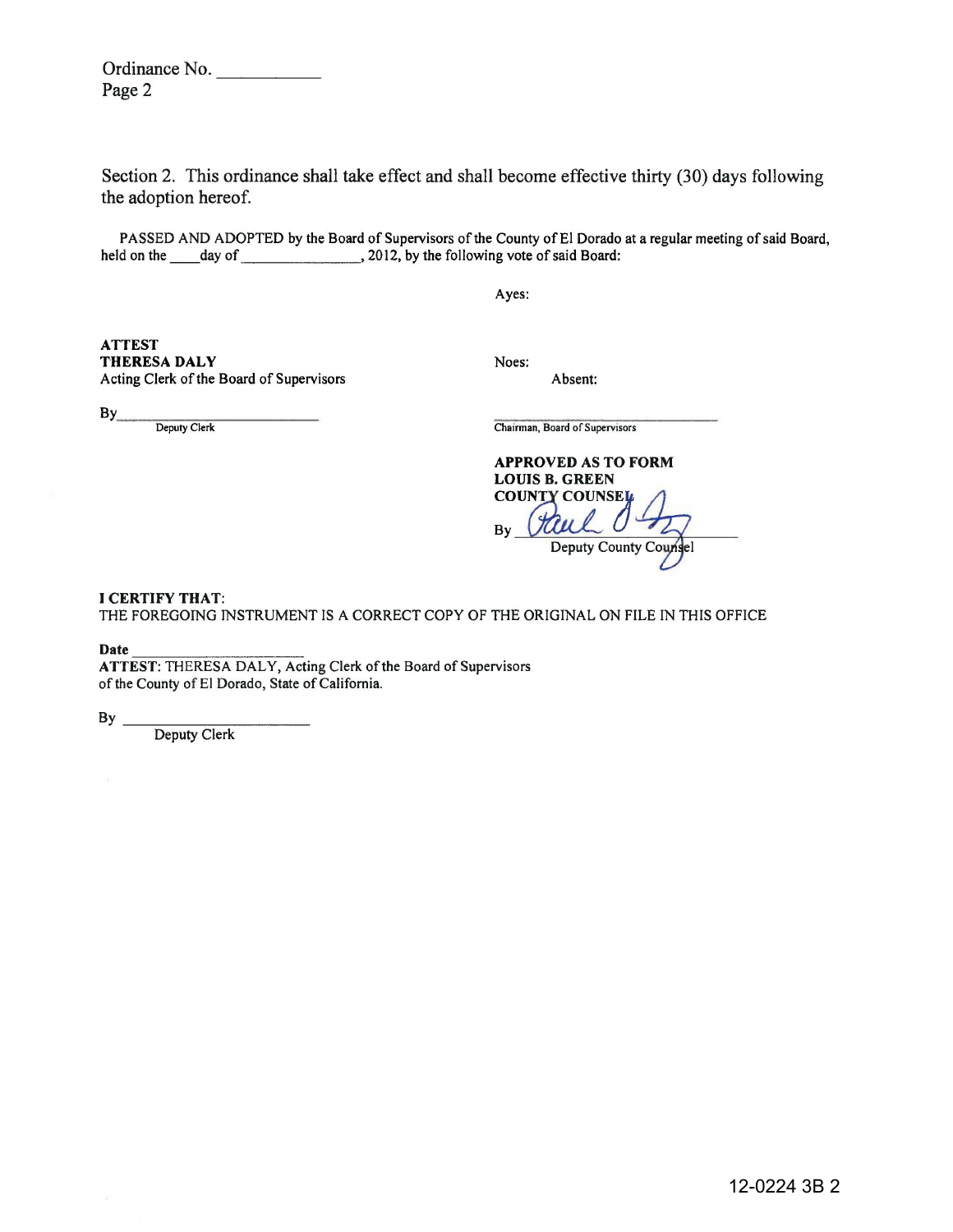Ordinance No. ___________

Page 2

Section 2. This ordinance shall take effect and shall become effective thirty (30) days following the adoption hereof.

PASSED AND ADOPTED by the Board of Supervisors of the County of El Dorado at a regular meeting of said Board, held on the ____day of _______________, 2012, by the following vote of said Board:

Ayes:

**ATTEST**
**THERESA DALY**
Acting Clerk of the Board of Supervisors

Noes:

Absent:

By_______________________
Deputy Clerk

_______________________
Chairman, Board of Supervisors

**APPROVED AS TO FORM**
**LOUIS B. GREEN**
**COUNTY COUNSEL**

By _______________________
Deputy County Counsel

**I CERTIFY THAT**:
THE FOREGOING INSTRUMENT IS A CORRECT COPY OF THE ORIGINAL ON FILE IN THIS OFFICE

**Date** _______________________

**ATTEST**: THERESA DALY, Acting Clerk of the Board of Supervisors of the County of El Dorado, State of California.

By _______________________
Deputy Clerk

12-0224 3B 2